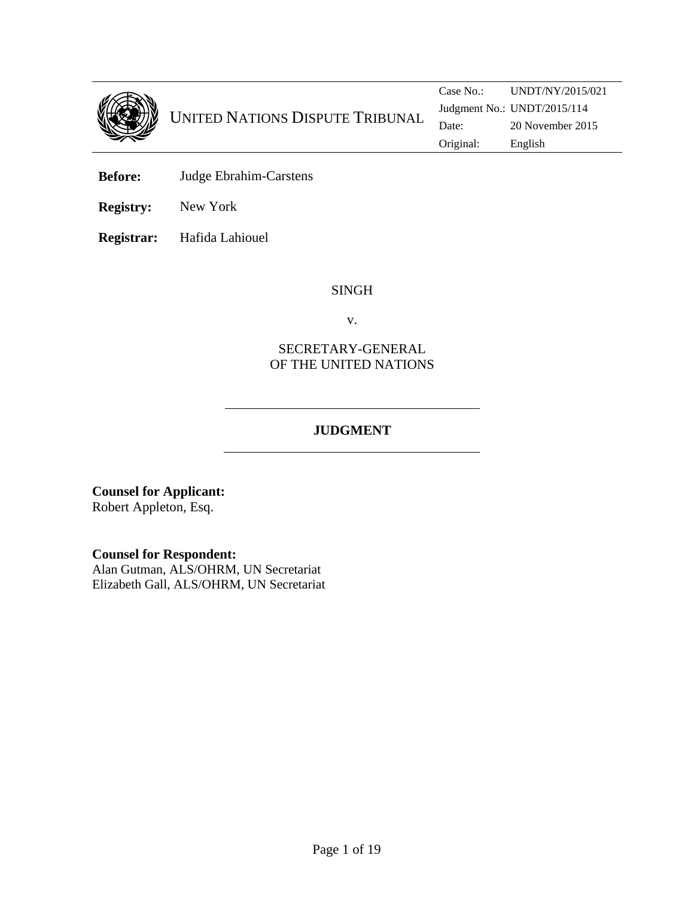UNITED NATIONS DISPUTE TRIBUNAL

| Case No.: | UNDT/NY/2015/021 |
| --- | --- |
| Judgment No.: | UNDT/2015/114 |
| Date: | 20 November 2015 |
| Original: | English |

**Before:** Judge Ebrahim-Carstens

**Registry:** New York

**Registrar:** Hafida Lahiouel

SINGH

v.

SECRETARY-GENERAL
OF THE UNITED NATIONS

## JUDGMENT

**Counsel for Applicant:**
Robert Appleton, Esq.

**Counsel for Respondent:**
Alan Gutman, ALS/OHRM, UN Secretariat
Elizabeth Gall, ALS/OHRM, UN Secretariat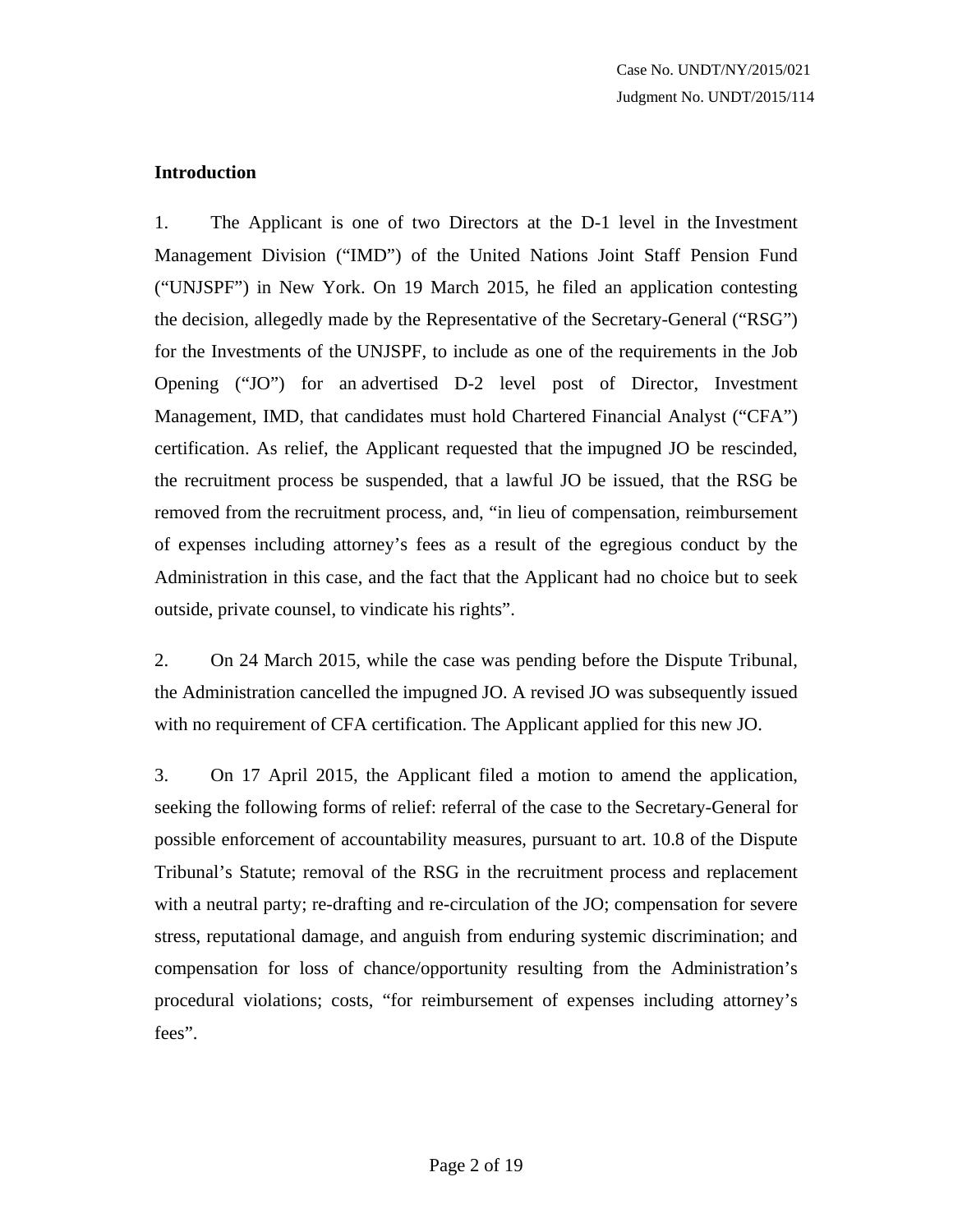## Introduction

1. The Applicant is one of two Directors at the D-1 level in the Investment Management Division ("IMD") of the United Nations Joint Staff Pension Fund ("UNJSPF") in New York. On 19 March 2015, he filed an application contesting the decision, allegedly made by the Representative of the Secretary-General ("RSG") for the Investments of the UNJSPF, to include as one of the requirements in the Job Opening ("JO") for an advertised D-2 level post of Director, Investment Management, IMD, that candidates must hold Chartered Financial Analyst ("CFA") certification. As relief, the Applicant requested that the impugned JO be rescinded, the recruitment process be suspended, that a lawful JO be issued, that the RSG be removed from the recruitment process, and, "in lieu of compensation, reimbursement of expenses including attorney's fees as a result of the egregious conduct by the Administration in this case, and the fact that the Applicant had no choice but to seek outside, private counsel, to vindicate his rights".

2. On 24 March 2015, while the case was pending before the Dispute Tribunal, the Administration cancelled the impugned JO. A revised JO was subsequently issued with no requirement of CFA certification. The Applicant applied for this new JO.

3. On 17 April 2015, the Applicant filed a motion to amend the application, seeking the following forms of relief: referral of the case to the Secretary-General for possible enforcement of accountability measures, pursuant to art. 10.8 of the Dispute Tribunal's Statute; removal of the RSG in the recruitment process and replacement with a neutral party; re-drafting and re-circulation of the JO; compensation for severe stress, reputational damage, and anguish from enduring systemic discrimination; and compensation for loss of chance/opportunity resulting from the Administration's procedural violations; costs, "for reimbursement of expenses including attorney's fees".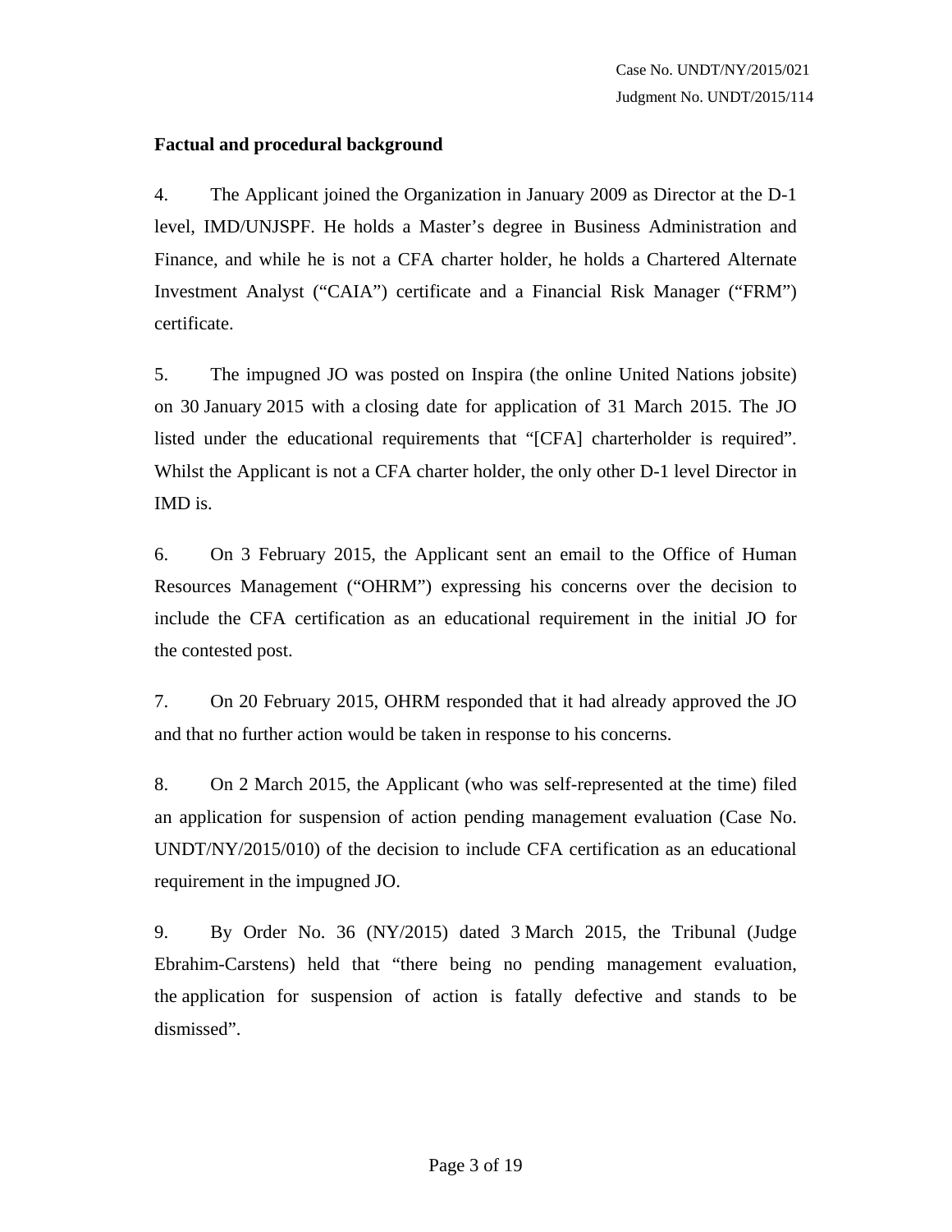**Factual and procedural background**

4. The Applicant joined the Organization in January 2009 as Director at the D-1 level, IMD/UNJSPF. He holds a Master's degree in Business Administration and Finance, and while he is not a CFA charter holder, he holds a Chartered Alternate Investment Analyst ("CAIA") certificate and a Financial Risk Manager ("FRM") certificate.

5. The impugned JO was posted on Inspira (the online United Nations jobsite) on 30 January 2015 with a closing date for application of 31 March 2015. The JO listed under the educational requirements that "[CFA] charterholder is required". Whilst the Applicant is not a CFA charter holder, the only other D-1 level Director in IMD is.

6. On 3 February 2015, the Applicant sent an email to the Office of Human Resources Management ("OHRM") expressing his concerns over the decision to include the CFA certification as an educational requirement in the initial JO for the contested post.

7. On 20 February 2015, OHRM responded that it had already approved the JO and that no further action would be taken in response to his concerns.

8. On 2 March 2015, the Applicant (who was self-represented at the time) filed an application for suspension of action pending management evaluation (Case No. UNDT/NY/2015/010) of the decision to include CFA certification as an educational requirement in the impugned JO.

9. By Order No. 36 (NY/2015) dated 3 March 2015, the Tribunal (Judge Ebrahim-Carstens) held that "there being no pending management evaluation, the application for suspension of action is fatally defective and stands to be dismissed".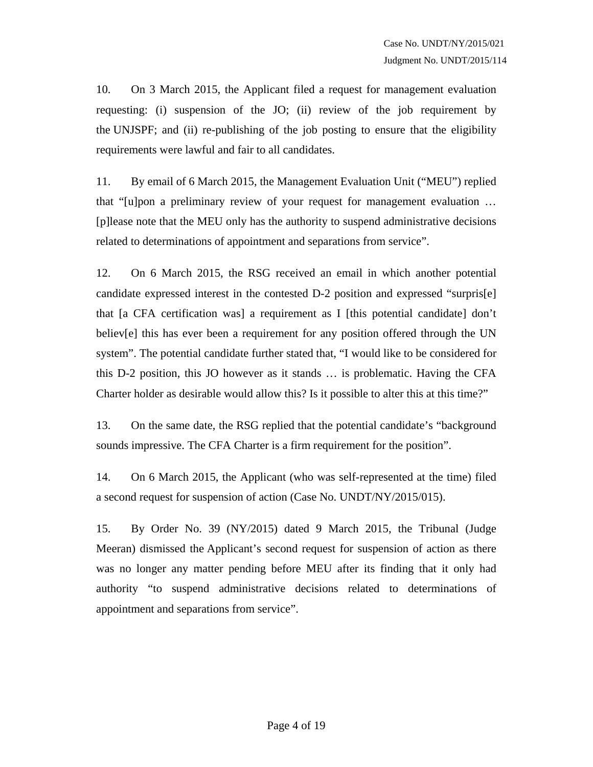10. On 3 March 2015, the Applicant filed a request for management evaluation requesting: (i) suspension of the JO; (ii) review of the job requirement by the UNJSPF; and (ii) re-publishing of the job posting to ensure that the eligibility requirements were lawful and fair to all candidates.

11. By email of 6 March 2015, the Management Evaluation Unit ("MEU") replied that "[u]pon a preliminary review of your request for management evaluation … [p]lease note that the MEU only has the authority to suspend administrative decisions related to determinations of appointment and separations from service".

12. On 6 March 2015, the RSG received an email in which another potential candidate expressed interest in the contested D-2 position and expressed "surpris[e] that [a CFA certification was] a requirement as I [this potential candidate] don't believ[e] this has ever been a requirement for any position offered through the UN system". The potential candidate further stated that, "I would like to be considered for this D-2 position, this JO however as it stands … is problematic. Having the CFA Charter holder as desirable would allow this? Is it possible to alter this at this time?"

13. On the same date, the RSG replied that the potential candidate's "background sounds impressive. The CFA Charter is a firm requirement for the position".

14. On 6 March 2015, the Applicant (who was self-represented at the time) filed a second request for suspension of action (Case No. UNDT/NY/2015/015).

15. By Order No. 39 (NY/2015) dated 9 March 2015, the Tribunal (Judge Meeran) dismissed the Applicant's second request for suspension of action as there was no longer any matter pending before MEU after its finding that it only had authority "to suspend administrative decisions related to determinations of appointment and separations from service".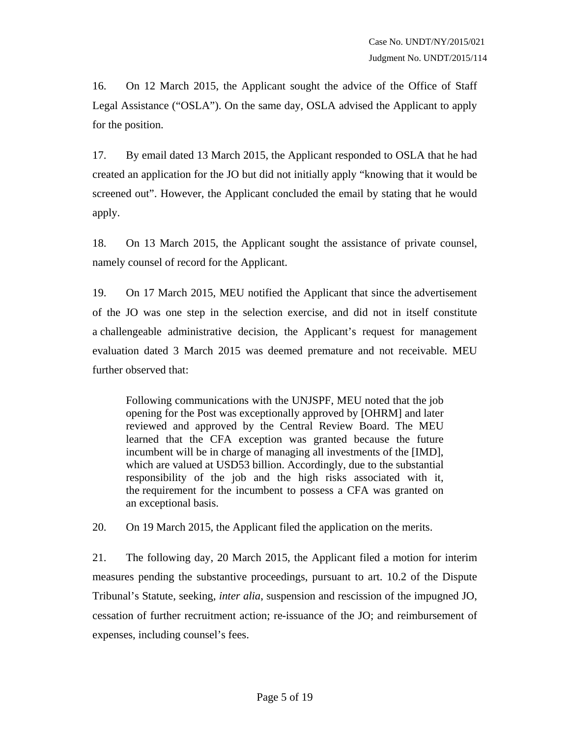16. On 12 March 2015, the Applicant sought the advice of the Office of Staff Legal Assistance ("OSLA"). On the same day, OSLA advised the Applicant to apply for the position.

17. By email dated 13 March 2015, the Applicant responded to OSLA that he had created an application for the JO but did not initially apply "knowing that it would be screened out". However, the Applicant concluded the email by stating that he would apply.

18. On 13 March 2015, the Applicant sought the assistance of private counsel, namely counsel of record for the Applicant.

19. On 17 March 2015, MEU notified the Applicant that since the advertisement of the JO was one step in the selection exercise, and did not in itself constitute a challengeable administrative decision, the Applicant's request for management evaluation dated 3 March 2015 was deemed premature and not receivable. MEU further observed that:

> Following communications with the UNJSPF, MEU noted that the job opening for the Post was exceptionally approved by [OHRM] and later reviewed and approved by the Central Review Board. The MEU learned that the CFA exception was granted because the future incumbent will be in charge of managing all investments of the [IMD], which are valued at USD53 billion. Accordingly, due to the substantial responsibility of the job and the high risks associated with it, the requirement for the incumbent to possess a CFA was granted on an exceptional basis.

20. On 19 March 2015, the Applicant filed the application on the merits.

21. The following day, 20 March 2015, the Applicant filed a motion for interim measures pending the substantive proceedings, pursuant to art. 10.2 of the Dispute Tribunal's Statute, seeking, *inter alia*, suspension and rescission of the impugned JO, cessation of further recruitment action; re-issuance of the JO; and reimbursement of expenses, including counsel's fees.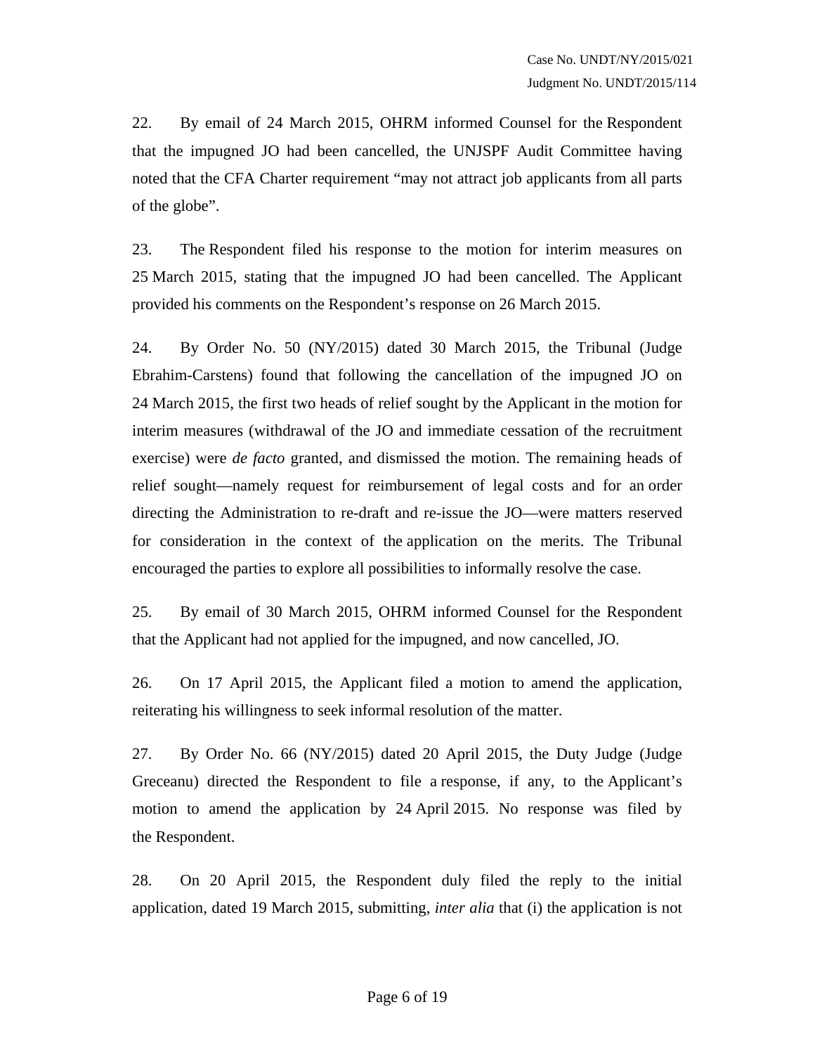22. By email of 24 March 2015, OHRM informed Counsel for the Respondent that the impugned JO had been cancelled, the UNJSPF Audit Committee having noted that the CFA Charter requirement "may not attract job applicants from all parts of the globe".

23. The Respondent filed his response to the motion for interim measures on 25 March 2015, stating that the impugned JO had been cancelled. The Applicant provided his comments on the Respondent's response on 26 March 2015.

24. By Order No. 50 (NY/2015) dated 30 March 2015, the Tribunal (Judge Ebrahim-Carstens) found that following the cancellation of the impugned JO on 24 March 2015, the first two heads of relief sought by the Applicant in the motion for interim measures (withdrawal of the JO and immediate cessation of the recruitment exercise) were *de facto* granted, and dismissed the motion. The remaining heads of relief sought—namely request for reimbursement of legal costs and for an order directing the Administration to re-draft and re-issue the JO—were matters reserved for consideration in the context of the application on the merits. The Tribunal encouraged the parties to explore all possibilities to informally resolve the case.

25. By email of 30 March 2015, OHRM informed Counsel for the Respondent that the Applicant had not applied for the impugned, and now cancelled, JO.

26. On 17 April 2015, the Applicant filed a motion to amend the application, reiterating his willingness to seek informal resolution of the matter.

27. By Order No. 66 (NY/2015) dated 20 April 2015, the Duty Judge (Judge Greceanu) directed the Respondent to file a response, if any, to the Applicant's motion to amend the application by 24 April 2015. No response was filed by the Respondent.

28. On 20 April 2015, the Respondent duly filed the reply to the initial application, dated 19 March 2015, submitting, *inter alia* that (i) the application is not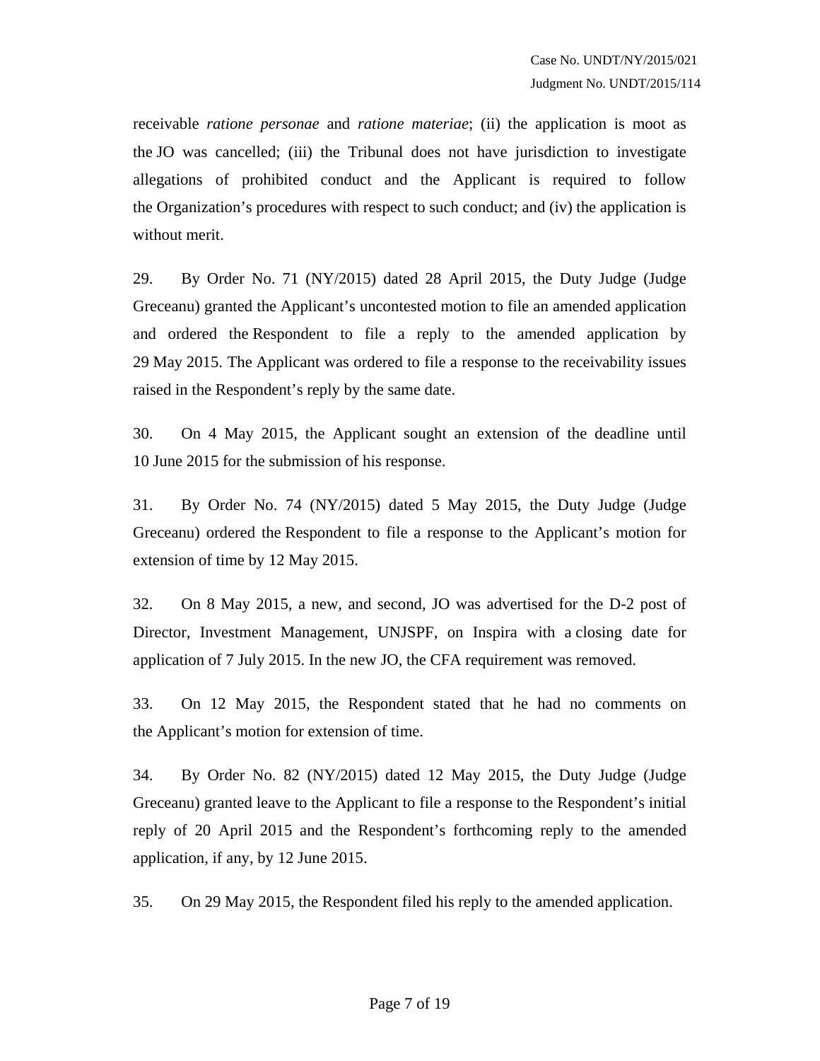receivable *ratione personae* and *ratione materiae*; (ii) the application is moot as the JO was cancelled; (iii) the Tribunal does not have jurisdiction to investigate allegations of prohibited conduct and the Applicant is required to follow the Organization's procedures with respect to such conduct; and (iv) the application is without merit.

29. By Order No. 71 (NY/2015) dated 28 April 2015, the Duty Judge (Judge Greceanu) granted the Applicant's uncontested motion to file an amended application and ordered the Respondent to file a reply to the amended application by 29 May 2015. The Applicant was ordered to file a response to the receivability issues raised in the Respondent's reply by the same date.

30. On 4 May 2015, the Applicant sought an extension of the deadline until 10 June 2015 for the submission of his response.

31. By Order No. 74 (NY/2015) dated 5 May 2015, the Duty Judge (Judge Greceanu) ordered the Respondent to file a response to the Applicant's motion for extension of time by 12 May 2015.

32. On 8 May 2015, a new, and second, JO was advertised for the D-2 post of Director, Investment Management, UNJSPF, on Inspira with a closing date for application of 7 July 2015. In the new JO, the CFA requirement was removed.

33. On 12 May 2015, the Respondent stated that he had no comments on the Applicant's motion for extension of time.

34. By Order No. 82 (NY/2015) dated 12 May 2015, the Duty Judge (Judge Greceanu) granted leave to the Applicant to file a response to the Respondent's initial reply of 20 April 2015 and the Respondent's forthcoming reply to the amended application, if any, by 12 June 2015.

35. On 29 May 2015, the Respondent filed his reply to the amended application.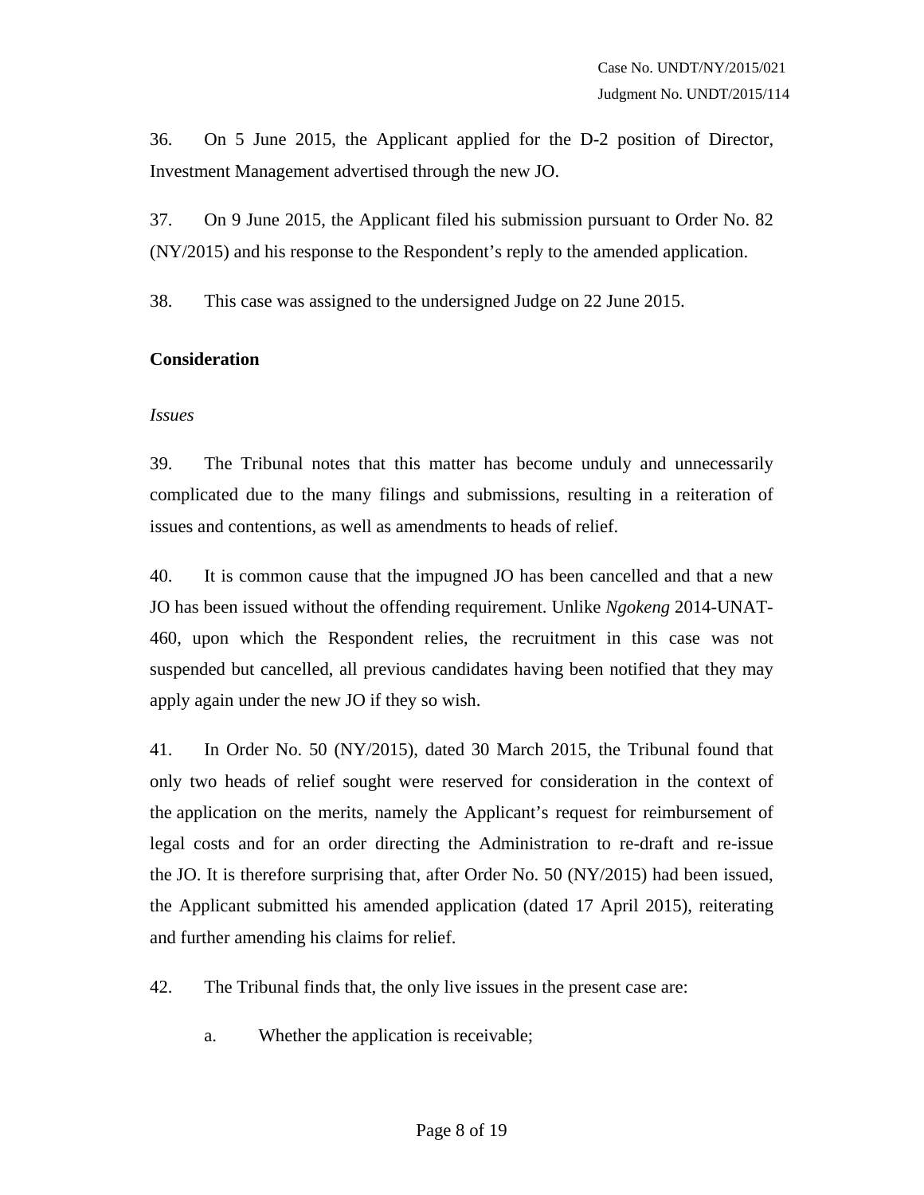36. On 5 June 2015, the Applicant applied for the D-2 position of Director, Investment Management advertised through the new JO.

37. On 9 June 2015, the Applicant filed his submission pursuant to Order No. 82 (NY/2015) and his response to the Respondent's reply to the amended application.

38. This case was assigned to the undersigned Judge on 22 June 2015.

## Consideration

### *Issues*

39. The Tribunal notes that this matter has become unduly and unnecessarily complicated due to the many filings and submissions, resulting in a reiteration of issues and contentions, as well as amendments to heads of relief.

40. It is common cause that the impugned JO has been cancelled and that a new JO has been issued without the offending requirement. Unlike *Ngokeng* 2014-UNAT-460, upon which the Respondent relies, the recruitment in this case was not suspended but cancelled, all previous candidates having been notified that they may apply again under the new JO if they so wish.

41. In Order No. 50 (NY/2015), dated 30 March 2015, the Tribunal found that only two heads of relief sought were reserved for consideration in the context of the application on the merits, namely the Applicant's request for reimbursement of legal costs and for an order directing the Administration to re-draft and re-issue the JO. It is therefore surprising that, after Order No. 50 (NY/2015) had been issued, the Applicant submitted his amended application (dated 17 April 2015), reiterating and further amending his claims for relief.

42. The Tribunal finds that, the only live issues in the present case are:

a. Whether the application is receivable;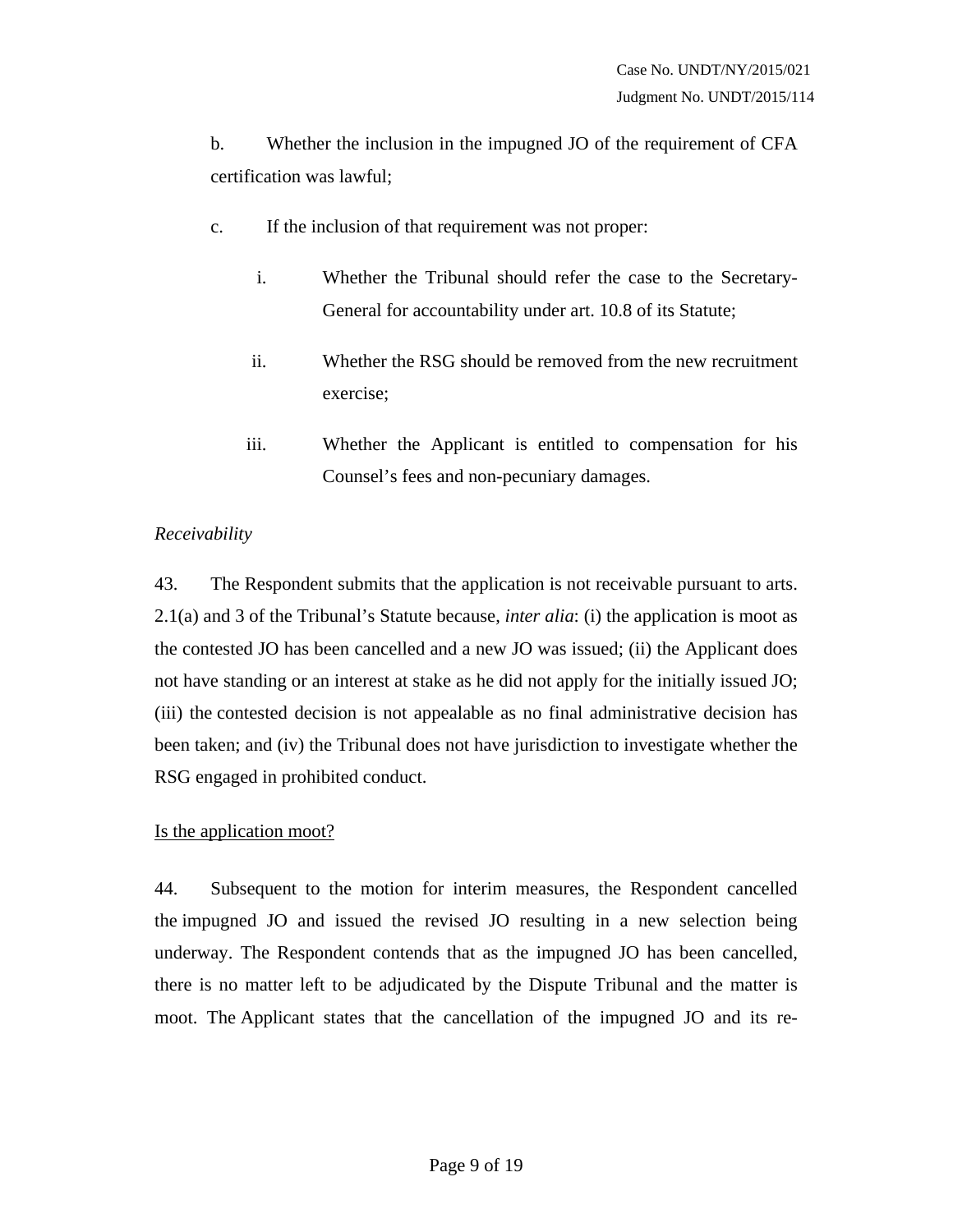b. Whether the inclusion in the impugned JO of the requirement of CFA certification was lawful;

c. If the inclusion of that requirement was not proper:

   i. Whether the Tribunal should refer the case to the Secretary-General for accountability under art. 10.8 of its Statute;

   ii. Whether the RSG should be removed from the new recruitment exercise;

   iii. Whether the Applicant is entitled to compensation for his Counsel's fees and non-pecuniary damages.

*Receivability*

43. The Respondent submits that the application is not receivable pursuant to arts. 2.1(a) and 3 of the Tribunal's Statute because, *inter alia*: (i) the application is moot as the contested JO has been cancelled and a new JO was issued; (ii) the Applicant does not have standing or an interest at stake as he did not apply for the initially issued JO; (iii) the contested decision is not appealable as no final administrative decision has been taken; and (iv) the Tribunal does not have jurisdiction to investigate whether the RSG engaged in prohibited conduct.

<u>Is the application moot?</u>

44. Subsequent to the motion for interim measures, the Respondent cancelled the impugned JO and issued the revised JO resulting in a new selection being underway. The Respondent contends that as the impugned JO has been cancelled, there is no matter left to be adjudicated by the Dispute Tribunal and the matter is moot. The Applicant states that the cancellation of the impugned JO and its re-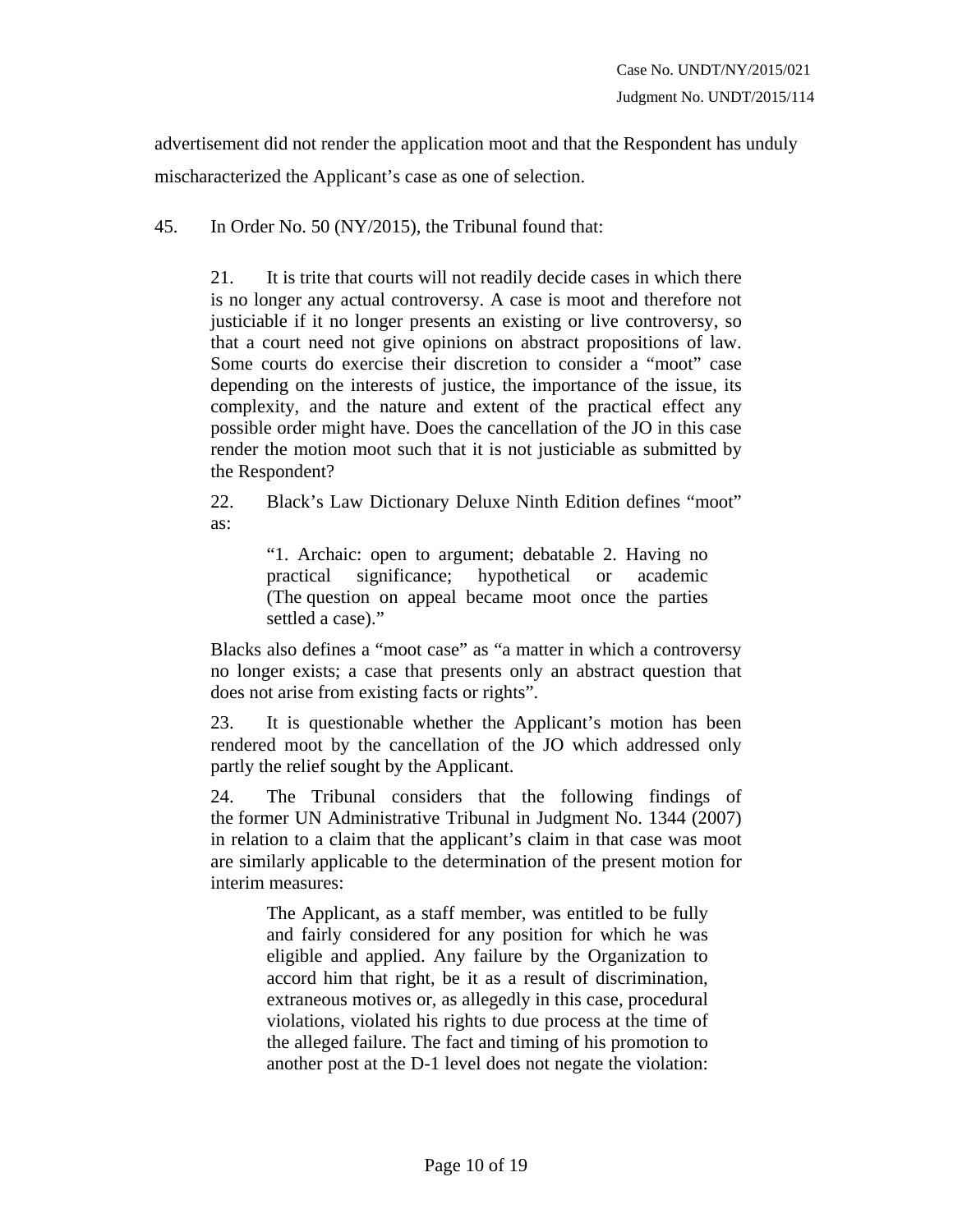advertisement did not render the application moot and that the Respondent has unduly mischaracterized the Applicant's case as one of selection.

45. In Order No. 50 (NY/2015), the Tribunal found that:

> 21. It is trite that courts will not readily decide cases in which there is no longer any actual controversy. A case is moot and therefore not justiciable if it no longer presents an existing or live controversy, so that a court need not give opinions on abstract propositions of law. Some courts do exercise their discretion to consider a "moot" case depending on the interests of justice, the importance of the issue, its complexity, and the nature and extent of the practical effect any possible order might have. Does the cancellation of the JO in this case render the motion moot such that it is not justiciable as submitted by the Respondent?
>
> 22. Black's Law Dictionary Deluxe Ninth Edition defines "moot" as:
>
> > "1. Archaic: open to argument; debatable 2. Having no practical significance; hypothetical or academic (The question on appeal became moot once the parties settled a case)."
>
> Blacks also defines a "moot case" as "a matter in which a controversy no longer exists; a case that presents only an abstract question that does not arise from existing facts or rights".
>
> 23. It is questionable whether the Applicant's motion has been rendered moot by the cancellation of the JO which addressed only partly the relief sought by the Applicant.
>
> 24. The Tribunal considers that the following findings of the former UN Administrative Tribunal in Judgment No. 1344 (2007) in relation to a claim that the applicant's claim in that case was moot are similarly applicable to the determination of the present motion for interim measures:
>
> > The Applicant, as a staff member, was entitled to be fully and fairly considered for any position for which he was eligible and applied. Any failure by the Organization to accord him that right, be it as a result of discrimination, extraneous motives or, as allegedly in this case, procedural violations, violated his rights to due process at the time of the alleged failure. The fact and timing of his promotion to another post at the D-1 level does not negate the violation: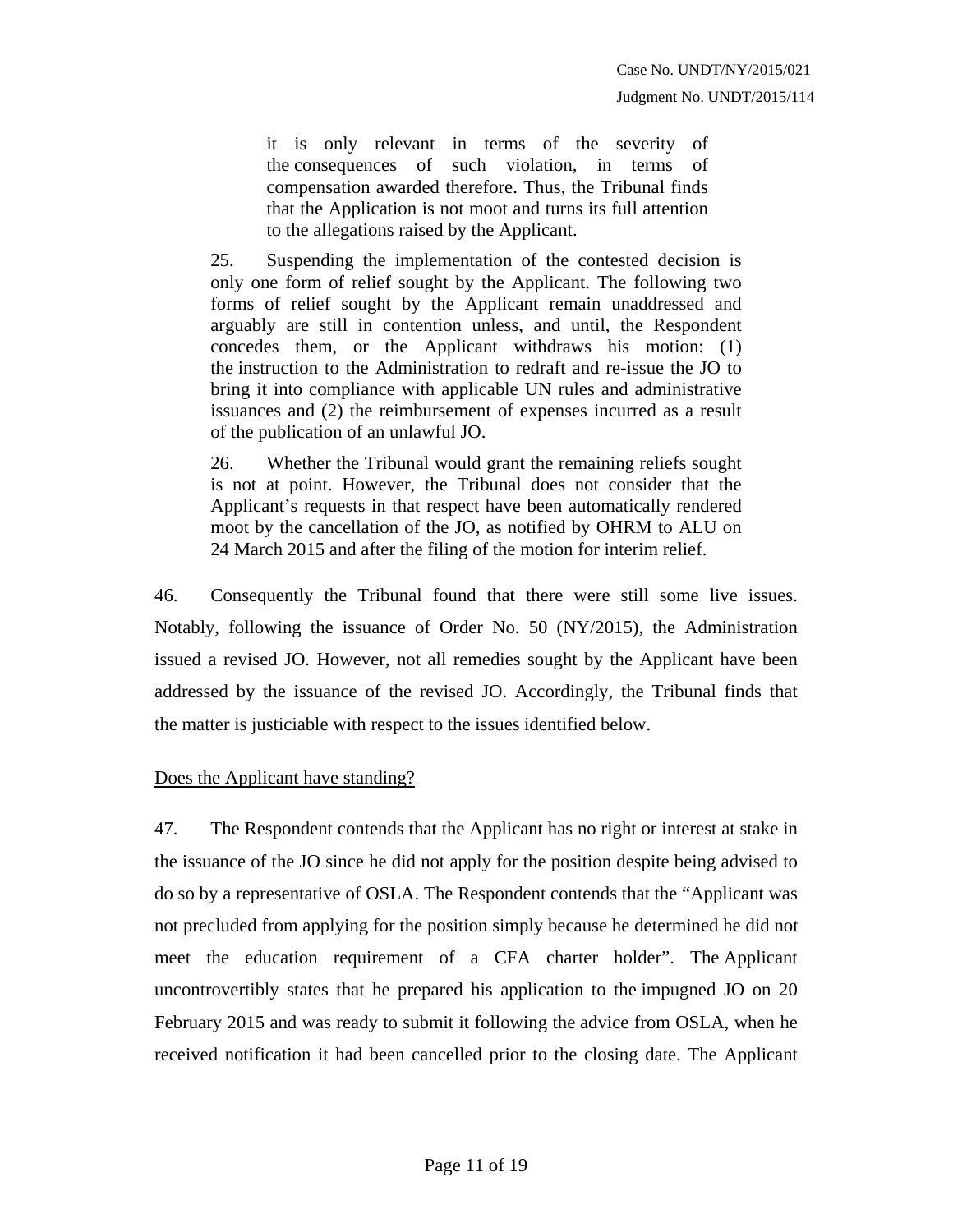> it is only relevant in terms of the severity of the consequences of such violation, in terms of compensation awarded therefore. Thus, the Tribunal finds that the Application is not moot and turns its full attention to the allegations raised by the Applicant.

> 25. Suspending the implementation of the contested decision is only one form of relief sought by the Applicant. The following two forms of relief sought by the Applicant remain unaddressed and arguably are still in contention unless, and until, the Respondent concedes them, or the Applicant withdraws his motion: (1) the instruction to the Administration to redraft and re-issue the JO to bring it into compliance with applicable UN rules and administrative issuances and (2) the reimbursement of expenses incurred as a result of the publication of an unlawful JO.
>
> 26. Whether the Tribunal would grant the remaining reliefs sought is not at point. However, the Tribunal does not consider that the Applicant's requests in that respect have been automatically rendered moot by the cancellation of the JO, as notified by OHRM to ALU on 24 March 2015 and after the filing of the motion for interim relief.

46. Consequently the Tribunal found that there were still some live issues. Notably, following the issuance of Order No. 50 (NY/2015), the Administration issued a revised JO. However, not all remedies sought by the Applicant have been addressed by the issuance of the revised JO. Accordingly, the Tribunal finds that the matter is justiciable with respect to the issues identified below.

<u>Does the Applicant have standing?</u>

47. The Respondent contends that the Applicant has no right or interest at stake in the issuance of the JO since he did not apply for the position despite being advised to do so by a representative of OSLA. The Respondent contends that the "Applicant was not precluded from applying for the position simply because he determined he did not meet the education requirement of a CFA charter holder". The Applicant uncontrovertibly states that he prepared his application to the impugned JO on 20 February 2015 and was ready to submit it following the advice from OSLA, when he received notification it had been cancelled prior to the closing date. The Applicant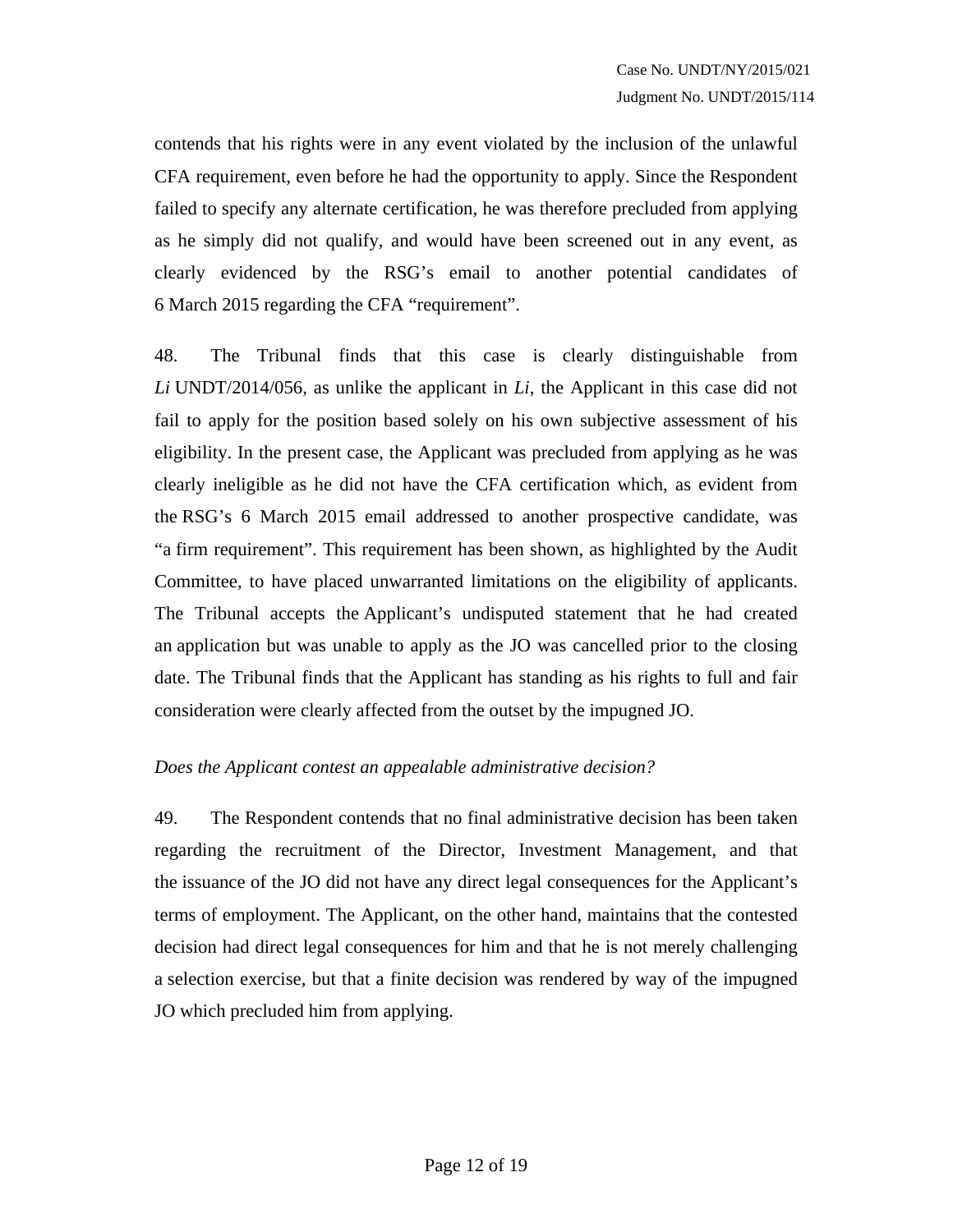contends that his rights were in any event violated by the inclusion of the unlawful CFA requirement, even before he had the opportunity to apply. Since the Respondent failed to specify any alternate certification, he was therefore precluded from applying as he simply did not qualify, and would have been screened out in any event, as clearly evidenced by the RSG's email to another potential candidates of 6 March 2015 regarding the CFA "requirement".

48. The Tribunal finds that this case is clearly distinguishable from *Li* UNDT/2014/056, as unlike the applicant in *Li*, the Applicant in this case did not fail to apply for the position based solely on his own subjective assessment of his eligibility. In the present case, the Applicant was precluded from applying as he was clearly ineligible as he did not have the CFA certification which, as evident from the RSG's 6 March 2015 email addressed to another prospective candidate, was "a firm requirement". This requirement has been shown, as highlighted by the Audit Committee, to have placed unwarranted limitations on the eligibility of applicants. The Tribunal accepts the Applicant's undisputed statement that he had created an application but was unable to apply as the JO was cancelled prior to the closing date. The Tribunal finds that the Applicant has standing as his rights to full and fair consideration were clearly affected from the outset by the impugned JO.

*Does the Applicant contest an appealable administrative decision?*

49. The Respondent contends that no final administrative decision has been taken regarding the recruitment of the Director, Investment Management, and that the issuance of the JO did not have any direct legal consequences for the Applicant's terms of employment. The Applicant, on the other hand, maintains that the contested decision had direct legal consequences for him and that he is not merely challenging a selection exercise, but that a finite decision was rendered by way of the impugned JO which precluded him from applying.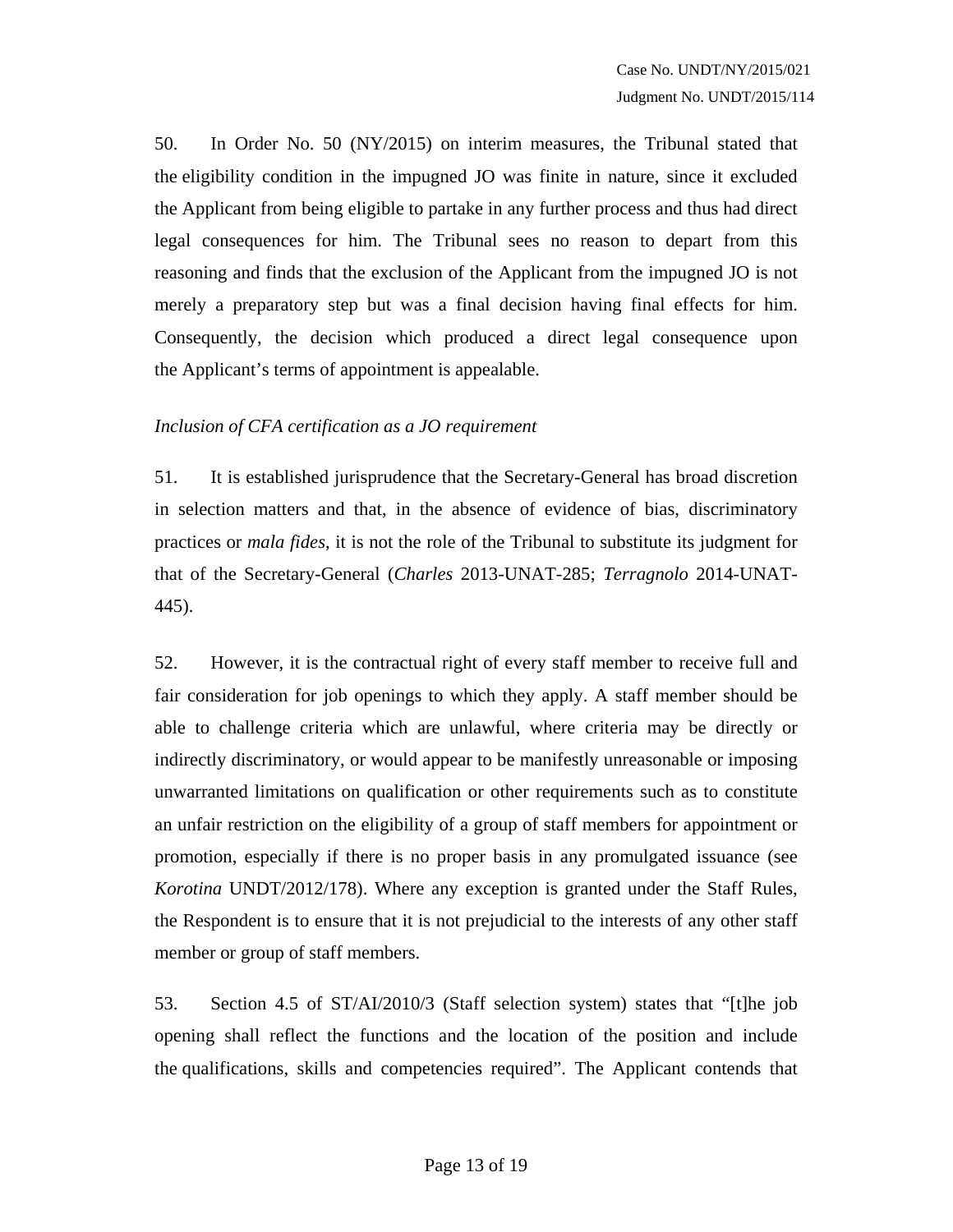50. In Order No. 50 (NY/2015) on interim measures, the Tribunal stated that the eligibility condition in the impugned JO was finite in nature, since it excluded the Applicant from being eligible to partake in any further process and thus had direct legal consequences for him. The Tribunal sees no reason to depart from this reasoning and finds that the exclusion of the Applicant from the impugned JO is not merely a preparatory step but was a final decision having final effects for him. Consequently, the decision which produced a direct legal consequence upon the Applicant's terms of appointment is appealable.

*Inclusion of CFA certification as a JO requirement*

51. It is established jurisprudence that the Secretary-General has broad discretion in selection matters and that, in the absence of evidence of bias, discriminatory practices or *mala fides*, it is not the role of the Tribunal to substitute its judgment for that of the Secretary-General (*Charles* 2013-UNAT-285; *Terragnolo* 2014-UNAT-445).

52. However, it is the contractual right of every staff member to receive full and fair consideration for job openings to which they apply. A staff member should be able to challenge criteria which are unlawful, where criteria may be directly or indirectly discriminatory, or would appear to be manifestly unreasonable or imposing unwarranted limitations on qualification or other requirements such as to constitute an unfair restriction on the eligibility of a group of staff members for appointment or promotion, especially if there is no proper basis in any promulgated issuance (see *Korotina* UNDT/2012/178). Where any exception is granted under the Staff Rules, the Respondent is to ensure that it is not prejudicial to the interests of any other staff member or group of staff members.

53. Section 4.5 of ST/AI/2010/3 (Staff selection system) states that "[t]he job opening shall reflect the functions and the location of the position and include the qualifications, skills and competencies required". The Applicant contends that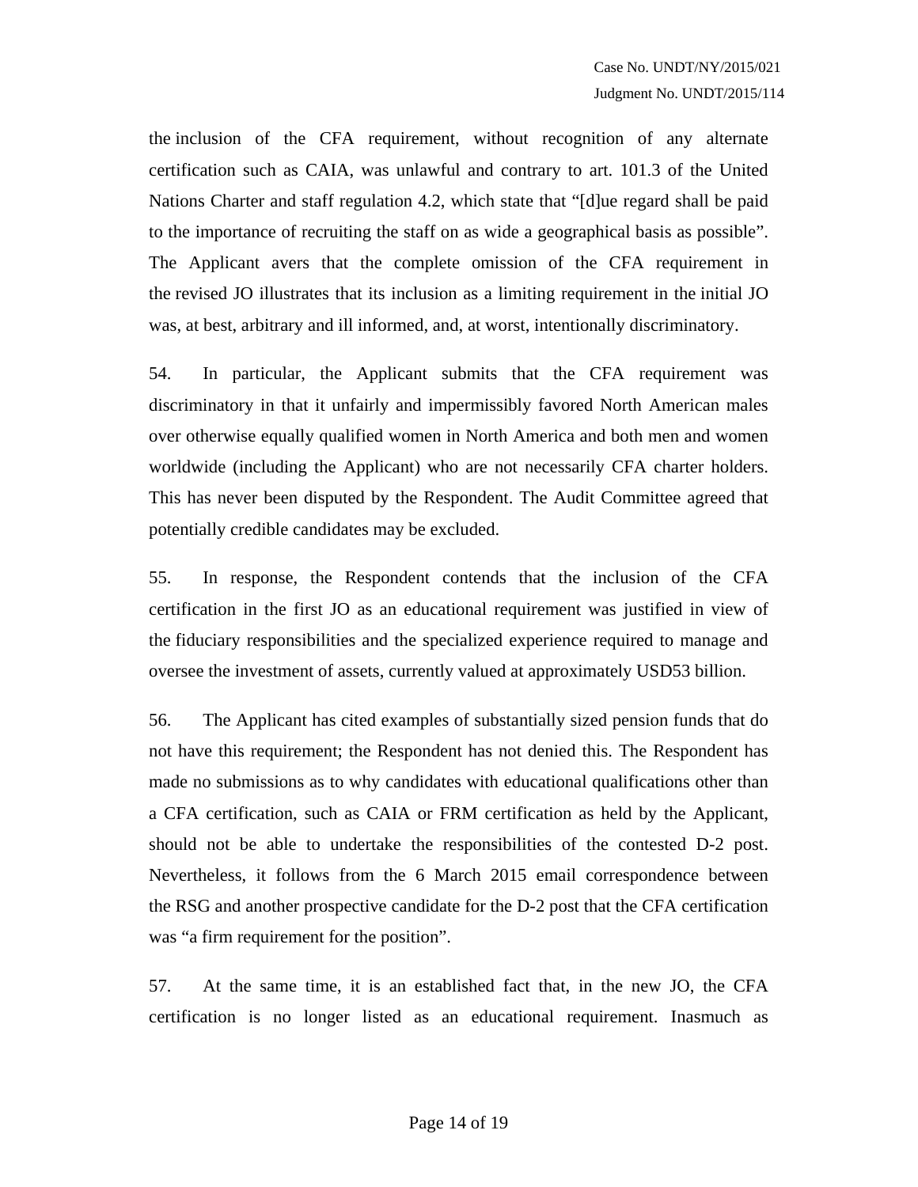the inclusion of the CFA requirement, without recognition of any alternate certification such as CAIA, was unlawful and contrary to art. 101.3 of the United Nations Charter and staff regulation 4.2, which state that "[d]ue regard shall be paid to the importance of recruiting the staff on as wide a geographical basis as possible". The Applicant avers that the complete omission of the CFA requirement in the revised JO illustrates that its inclusion as a limiting requirement in the initial JO was, at best, arbitrary and ill informed, and, at worst, intentionally discriminatory.

54. In particular, the Applicant submits that the CFA requirement was discriminatory in that it unfairly and impermissibly favored North American males over otherwise equally qualified women in North America and both men and women worldwide (including the Applicant) who are not necessarily CFA charter holders. This has never been disputed by the Respondent. The Audit Committee agreed that potentially credible candidates may be excluded.

55. In response, the Respondent contends that the inclusion of the CFA certification in the first JO as an educational requirement was justified in view of the fiduciary responsibilities and the specialized experience required to manage and oversee the investment of assets, currently valued at approximately USD53 billion.

56. The Applicant has cited examples of substantially sized pension funds that do not have this requirement; the Respondent has not denied this. The Respondent has made no submissions as to why candidates with educational qualifications other than a CFA certification, such as CAIA or FRM certification as held by the Applicant, should not be able to undertake the responsibilities of the contested D-2 post. Nevertheless, it follows from the 6 March 2015 email correspondence between the RSG and another prospective candidate for the D-2 post that the CFA certification was "a firm requirement for the position".

57. At the same time, it is an established fact that, in the new JO, the CFA certification is no longer listed as an educational requirement. Inasmuch as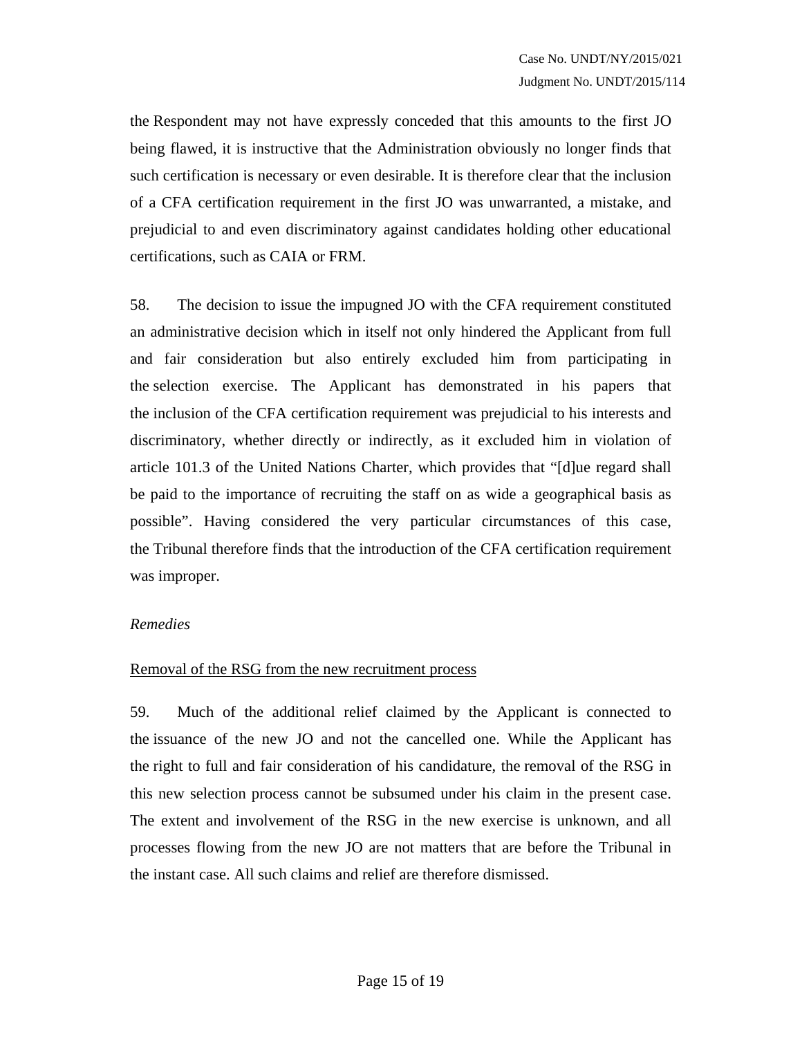the Respondent may not have expressly conceded that this amounts to the first JO being flawed, it is instructive that the Administration obviously no longer finds that such certification is necessary or even desirable. It is therefore clear that the inclusion of a CFA certification requirement in the first JO was unwarranted, a mistake, and prejudicial to and even discriminatory against candidates holding other educational certifications, such as CAIA or FRM.

58. The decision to issue the impugned JO with the CFA requirement constituted an administrative decision which in itself not only hindered the Applicant from full and fair consideration but also entirely excluded him from participating in the selection exercise. The Applicant has demonstrated in his papers that the inclusion of the CFA certification requirement was prejudicial to his interests and discriminatory, whether directly or indirectly, as it excluded him in violation of article 101.3 of the United Nations Charter, which provides that "[d]ue regard shall be paid to the importance of recruiting the staff on as wide a geographical basis as possible". Having considered the very particular circumstances of this case, the Tribunal therefore finds that the introduction of the CFA certification requirement was improper.

*Remedies*

<u>Removal of the RSG from the new recruitment process</u>

59. Much of the additional relief claimed by the Applicant is connected to the issuance of the new JO and not the cancelled one. While the Applicant has the right to full and fair consideration of his candidature, the removal of the RSG in this new selection process cannot be subsumed under his claim in the present case. The extent and involvement of the RSG in the new exercise is unknown, and all processes flowing from the new JO are not matters that are before the Tribunal in the instant case. All such claims and relief are therefore dismissed.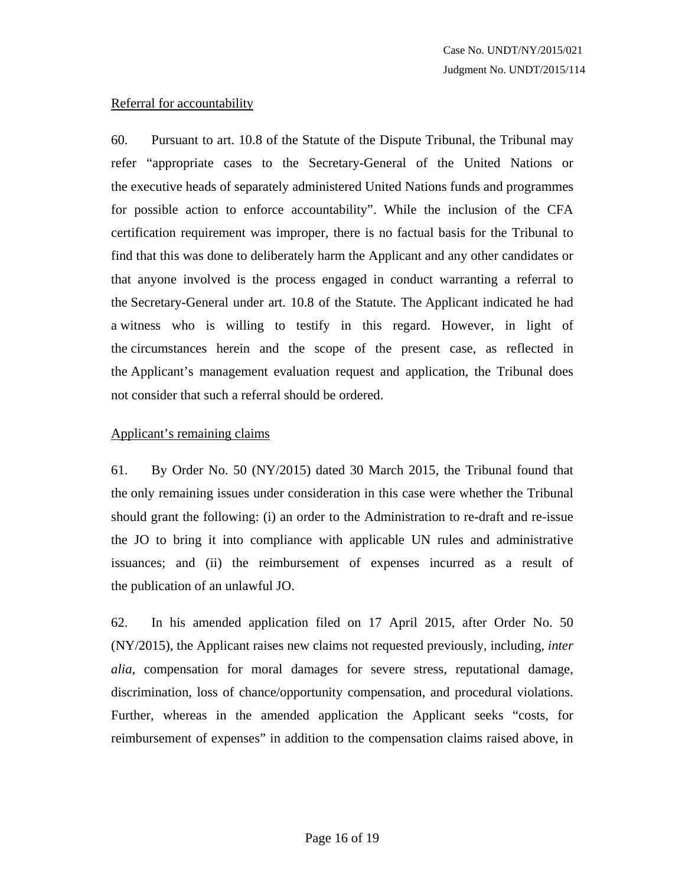Referral for accountability

60. Pursuant to art. 10.8 of the Statute of the Dispute Tribunal, the Tribunal may refer "appropriate cases to the Secretary-General of the United Nations or the executive heads of separately administered United Nations funds and programmes for possible action to enforce accountability". While the inclusion of the CFA certification requirement was improper, there is no factual basis for the Tribunal to find that this was done to deliberately harm the Applicant and any other candidates or that anyone involved is the process engaged in conduct warranting a referral to the Secretary-General under art. 10.8 of the Statute. The Applicant indicated he had a witness who is willing to testify in this regard. However, in light of the circumstances herein and the scope of the present case, as reflected in the Applicant's management evaluation request and application, the Tribunal does not consider that such a referral should be ordered.

Applicant's remaining claims

61. By Order No. 50 (NY/2015) dated 30 March 2015, the Tribunal found that the only remaining issues under consideration in this case were whether the Tribunal should grant the following: (i) an order to the Administration to re-draft and re-issue the JO to bring it into compliance with applicable UN rules and administrative issuances; and (ii) the reimbursement of expenses incurred as a result of the publication of an unlawful JO.

62. In his amended application filed on 17 April 2015, after Order No. 50 (NY/2015), the Applicant raises new claims not requested previously, including, *inter alia*, compensation for moral damages for severe stress, reputational damage, discrimination, loss of chance/opportunity compensation, and procedural violations. Further, whereas in the amended application the Applicant seeks "costs, for reimbursement of expenses" in addition to the compensation claims raised above, in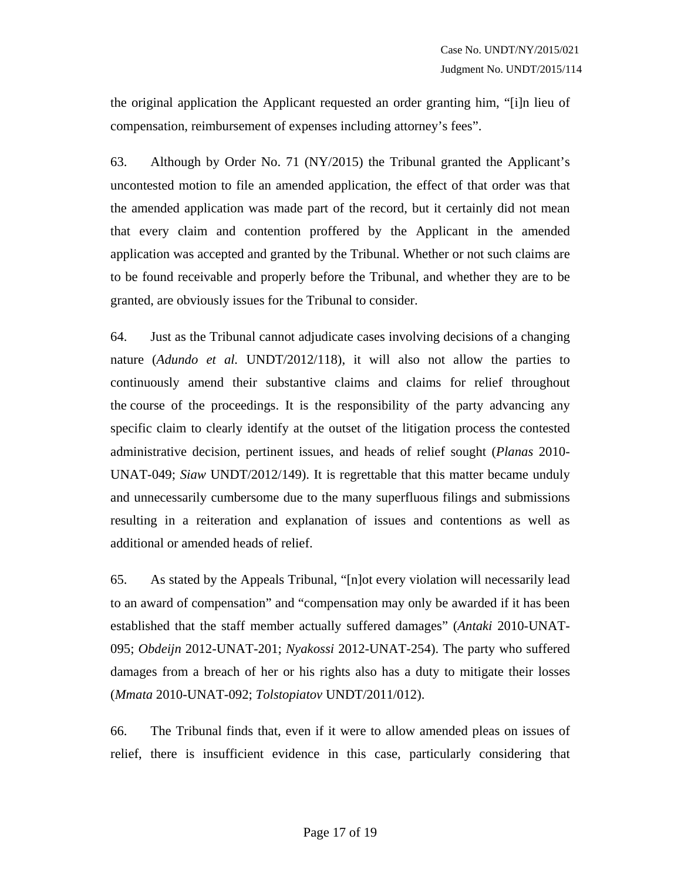the original application the Applicant requested an order granting him, "[i]n lieu of compensation, reimbursement of expenses including attorney's fees".

63. Although by Order No. 71 (NY/2015) the Tribunal granted the Applicant's uncontested motion to file an amended application, the effect of that order was that the amended application was made part of the record, but it certainly did not mean that every claim and contention proffered by the Applicant in the amended application was accepted and granted by the Tribunal. Whether or not such claims are to be found receivable and properly before the Tribunal, and whether they are to be granted, are obviously issues for the Tribunal to consider.

64. Just as the Tribunal cannot adjudicate cases involving decisions of a changing nature (*Adundo et al.* UNDT/2012/118), it will also not allow the parties to continuously amend their substantive claims and claims for relief throughout the course of the proceedings. It is the responsibility of the party advancing any specific claim to clearly identify at the outset of the litigation process the contested administrative decision, pertinent issues, and heads of relief sought (*Planas* 2010-UNAT-049; *Siaw* UNDT/2012/149). It is regrettable that this matter became unduly and unnecessarily cumbersome due to the many superfluous filings and submissions resulting in a reiteration and explanation of issues and contentions as well as additional or amended heads of relief.

65. As stated by the Appeals Tribunal, "[n]ot every violation will necessarily lead to an award of compensation" and "compensation may only be awarded if it has been established that the staff member actually suffered damages" (*Antaki* 2010-UNAT-095; *Obdeijn* 2012-UNAT-201; *Nyakossi* 2012-UNAT-254). The party who suffered damages from a breach of her or his rights also has a duty to mitigate their losses (*Mmata* 2010-UNAT-092; *Tolstopiatov* UNDT/2011/012).

66. The Tribunal finds that, even if it were to allow amended pleas on issues of relief, there is insufficient evidence in this case, particularly considering that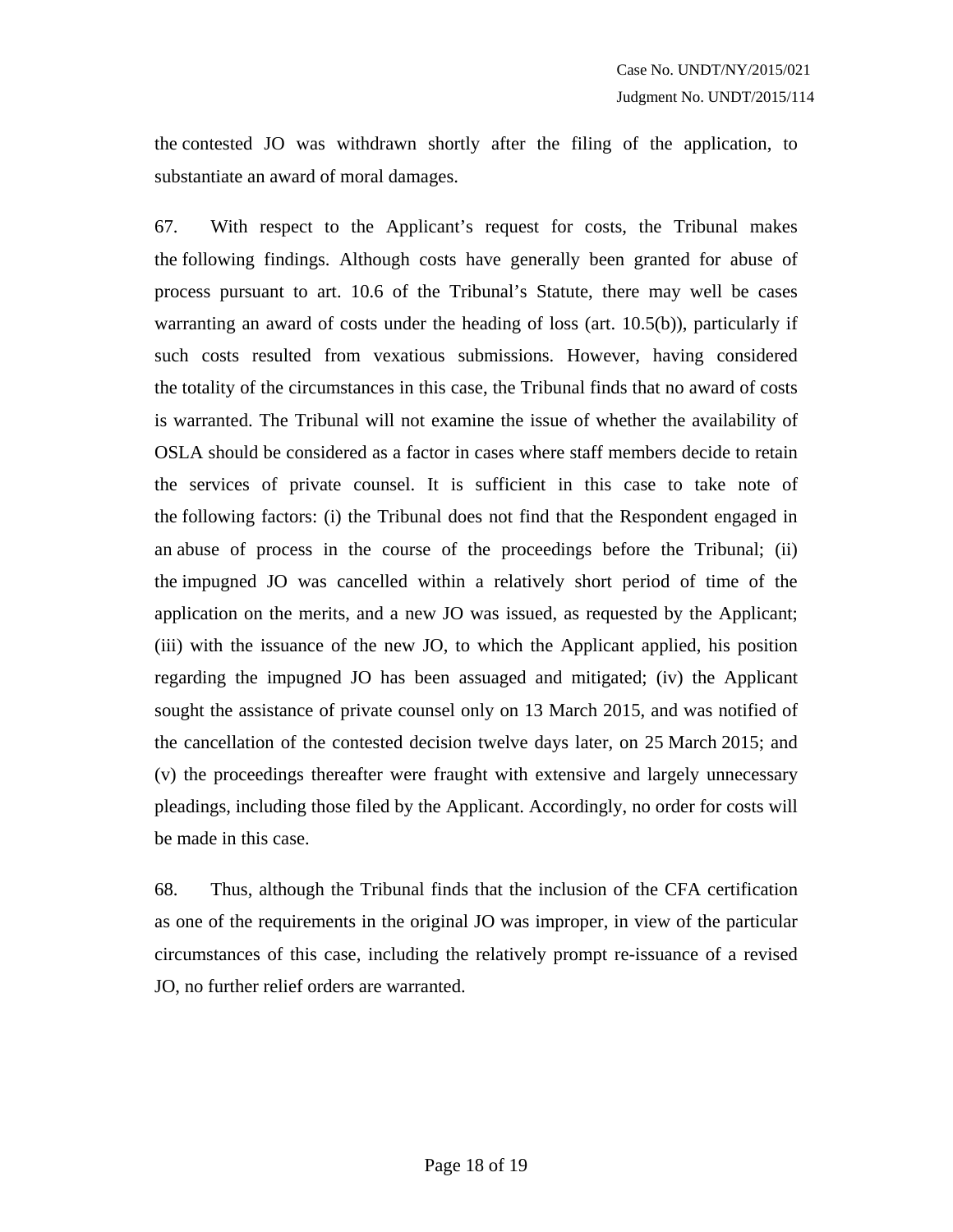the contested JO was withdrawn shortly after the filing of the application, to substantiate an award of moral damages.

67. With respect to the Applicant's request for costs, the Tribunal makes the following findings. Although costs have generally been granted for abuse of process pursuant to art. 10.6 of the Tribunal's Statute, there may well be cases warranting an award of costs under the heading of loss (art. 10.5(b)), particularly if such costs resulted from vexatious submissions. However, having considered the totality of the circumstances in this case, the Tribunal finds that no award of costs is warranted. The Tribunal will not examine the issue of whether the availability of OSLA should be considered as a factor in cases where staff members decide to retain the services of private counsel. It is sufficient in this case to take note of the following factors: (i) the Tribunal does not find that the Respondent engaged in an abuse of process in the course of the proceedings before the Tribunal; (ii) the impugned JO was cancelled within a relatively short period of time of the application on the merits, and a new JO was issued, as requested by the Applicant; (iii) with the issuance of the new JO, to which the Applicant applied, his position regarding the impugned JO has been assuaged and mitigated; (iv) the Applicant sought the assistance of private counsel only on 13 March 2015, and was notified of the cancellation of the contested decision twelve days later, on 25 March 2015; and (v) the proceedings thereafter were fraught with extensive and largely unnecessary pleadings, including those filed by the Applicant. Accordingly, no order for costs will be made in this case.

68. Thus, although the Tribunal finds that the inclusion of the CFA certification as one of the requirements in the original JO was improper, in view of the particular circumstances of this case, including the relatively prompt re-issuance of a revised JO, no further relief orders are warranted.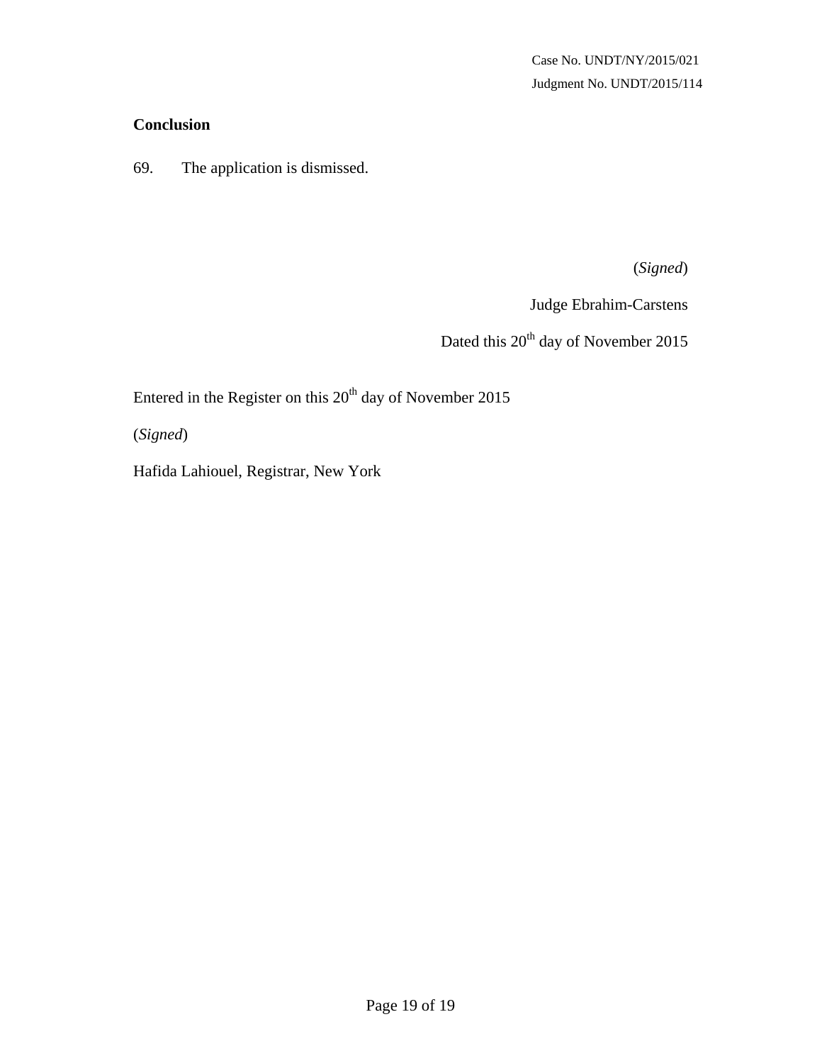## Conclusion

69. The application is dismissed.

(*Signed*)

Judge Ebrahim-Carstens

Dated this 20th day of November 2015

Entered in the Register on this 20th day of November 2015

(*Signed*)

Hafida Lahiouel, Registrar, New York